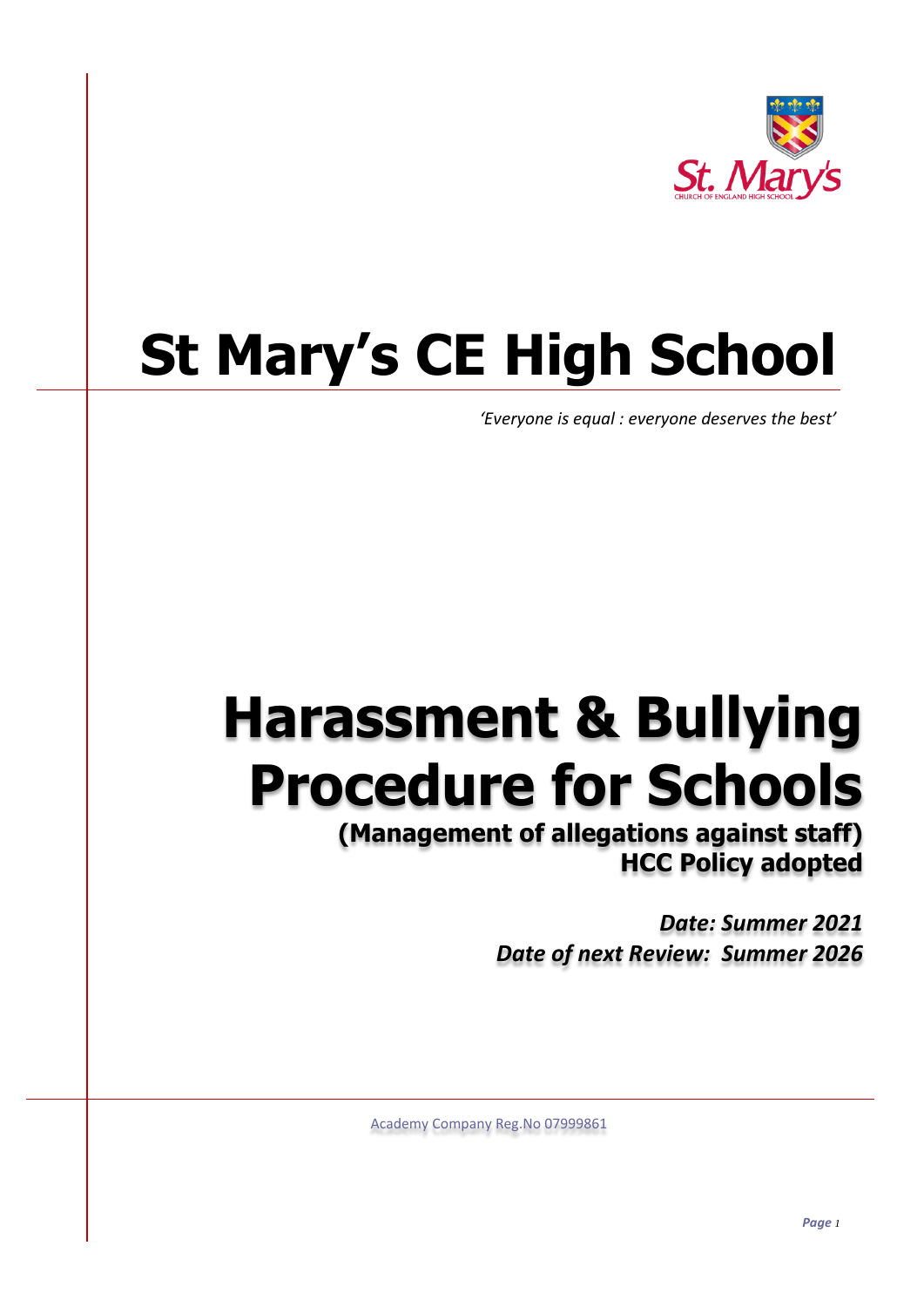St. Mary's
CHURCH OF ENGLAND HIGH SCHOOL

# St Mary's CE High School

*'Everyone is equal : everyone deserves the best'*

# Harassment & Bullying Procedure for Schools

## (Management of allegations against staff)
## HCC Policy adopted

***Date: Summer 2021***
***Date of next Review: Summer 2026***

Academy Company Reg.No 07999861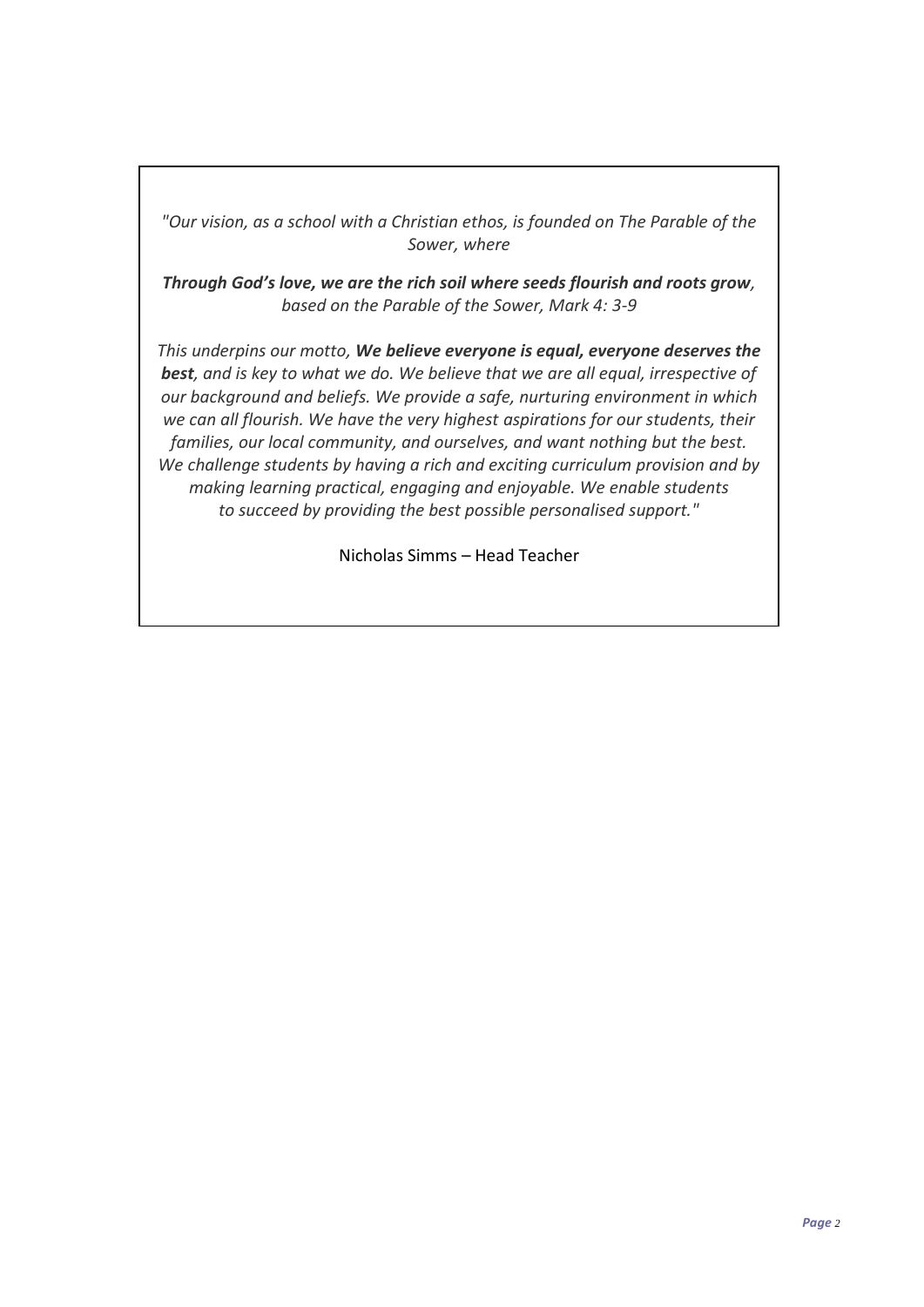*"Our vision, as a school with a Christian ethos, is founded on The Parable of the Sower, where*

***Through God's love, we are the rich soil where seeds flourish and roots grow**, based on the Parable of the Sower, Mark 4: 3-9*

*This underpins our motto, **We believe everyone is equal, everyone deserves the best**, and is key to what we do. We believe that we are all equal, irrespective of our background and beliefs. We provide a safe, nurturing environment in which we can all flourish. We have the very highest aspirations for our students, their families, our local community, and ourselves, and want nothing but the best. We challenge students by having a rich and exciting curriculum provision and by making learning practical, engaging and enjoyable. We enable students to succeed by providing the best possible personalised support."*

Nicholas Simms – Head Teacher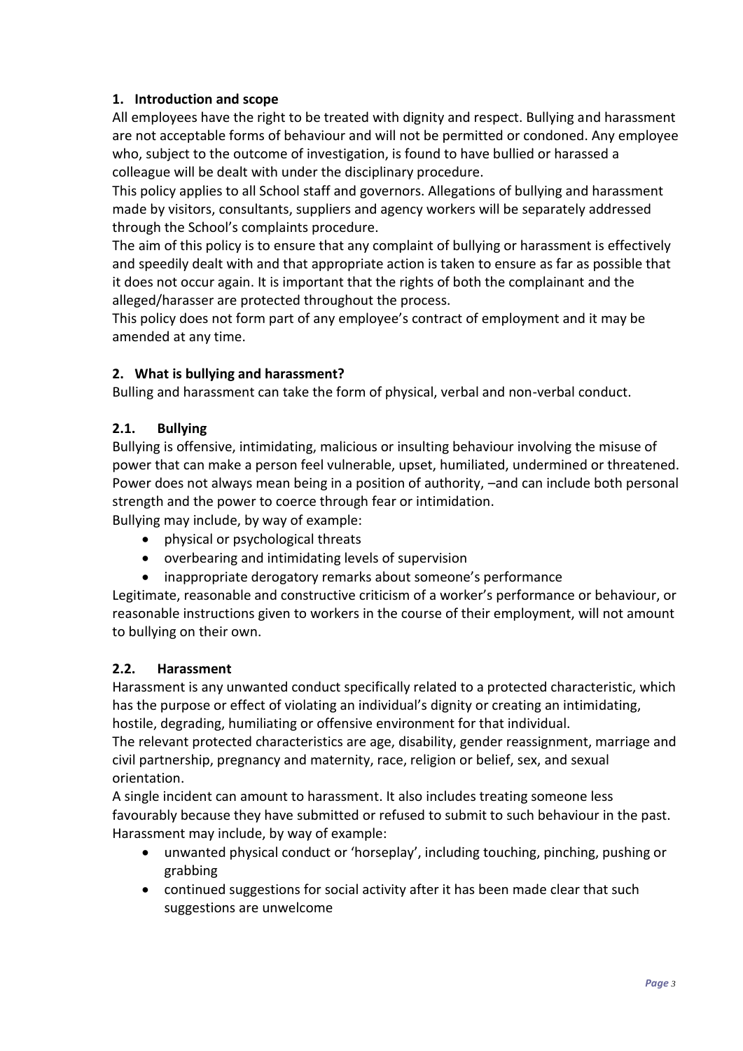## 1. Introduction and scope

All employees have the right to be treated with dignity and respect. Bullying and harassment are not acceptable forms of behaviour and will not be permitted or condoned. Any employee who, subject to the outcome of investigation, is found to have bullied or harassed a colleague will be dealt with under the disciplinary procedure.

This policy applies to all School staff and governors. Allegations of bullying and harassment made by visitors, consultants, suppliers and agency workers will be separately addressed through the School's complaints procedure.

The aim of this policy is to ensure that any complaint of bullying or harassment is effectively and speedily dealt with and that appropriate action is taken to ensure as far as possible that it does not occur again. It is important that the rights of both the complainant and the alleged/harasser are protected throughout the process.

This policy does not form part of any employee's contract of employment and it may be amended at any time.

## 2. What is bullying and harassment?

Bulling and harassment can take the form of physical, verbal and non-verbal conduct.

### 2.1. Bullying

Bullying is offensive, intimidating, malicious or insulting behaviour involving the misuse of power that can make a person feel vulnerable, upset, humiliated, undermined or threatened. Power does not always mean being in a position of authority, –and can include both personal strength and the power to coerce through fear or intimidation.

Bullying may include, by way of example:

- physical or psychological threats
- overbearing and intimidating levels of supervision
- inappropriate derogatory remarks about someone's performance

Legitimate, reasonable and constructive criticism of a worker's performance or behaviour, or reasonable instructions given to workers in the course of their employment, will not amount to bullying on their own.

### 2.2. Harassment

Harassment is any unwanted conduct specifically related to a protected characteristic, which has the purpose or effect of violating an individual's dignity or creating an intimidating, hostile, degrading, humiliating or offensive environment for that individual.

The relevant protected characteristics are age, disability, gender reassignment, marriage and civil partnership, pregnancy and maternity, race, religion or belief, sex, and sexual orientation.

A single incident can amount to harassment. It also includes treating someone less favourably because they have submitted or refused to submit to such behaviour in the past.

Harassment may include, by way of example:

- unwanted physical conduct or 'horseplay', including touching, pinching, pushing or grabbing
- continued suggestions for social activity after it has been made clear that such suggestions are unwelcome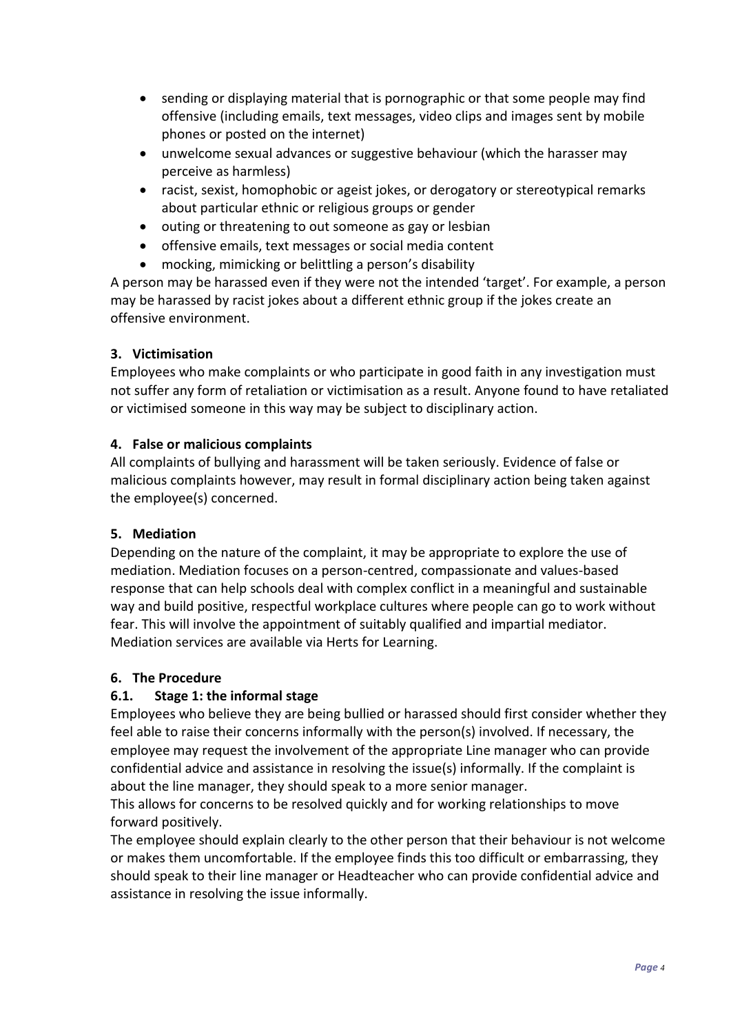- sending or displaying material that is pornographic or that some people may find offensive (including emails, text messages, video clips and images sent by mobile phones or posted on the internet)
- unwelcome sexual advances or suggestive behaviour (which the harasser may perceive as harmless)
- racist, sexist, homophobic or ageist jokes, or derogatory or stereotypical remarks about particular ethnic or religious groups or gender
- outing or threatening to out someone as gay or lesbian
- offensive emails, text messages or social media content
- mocking, mimicking or belittling a person's disability

A person may be harassed even if they were not the intended 'target'. For example, a person may be harassed by racist jokes about a different ethnic group if the jokes create an offensive environment.

### 3. Victimisation

Employees who make complaints or who participate in good faith in any investigation must not suffer any form of retaliation or victimisation as a result. Anyone found to have retaliated or victimised someone in this way may be subject to disciplinary action.

### 4. False or malicious complaints

All complaints of bullying and harassment will be taken seriously. Evidence of false or malicious complaints however, may result in formal disciplinary action being taken against the employee(s) concerned.

### 5. Mediation

Depending on the nature of the complaint, it may be appropriate to explore the use of mediation. Mediation focuses on a person-centred, compassionate and values-based response that can help schools deal with complex conflict in a meaningful and sustainable way and build positive, respectful workplace cultures where people can go to work without fear. This will involve the appointment of suitably qualified and impartial mediator. Mediation services are available via Herts for Learning.

### 6. The Procedure

#### 6.1. Stage 1: the informal stage

Employees who believe they are being bullied or harassed should first consider whether they feel able to raise their concerns informally with the person(s) involved. If necessary, the employee may request the involvement of the appropriate Line manager who can provide confidential advice and assistance in resolving the issue(s) informally. If the complaint is about the line manager, they should speak to a more senior manager.

This allows for concerns to be resolved quickly and for working relationships to move forward positively.

The employee should explain clearly to the other person that their behaviour is not welcome or makes them uncomfortable. If the employee finds this too difficult or embarrassing, they should speak to their line manager or Headteacher who can provide confidential advice and assistance in resolving the issue informally.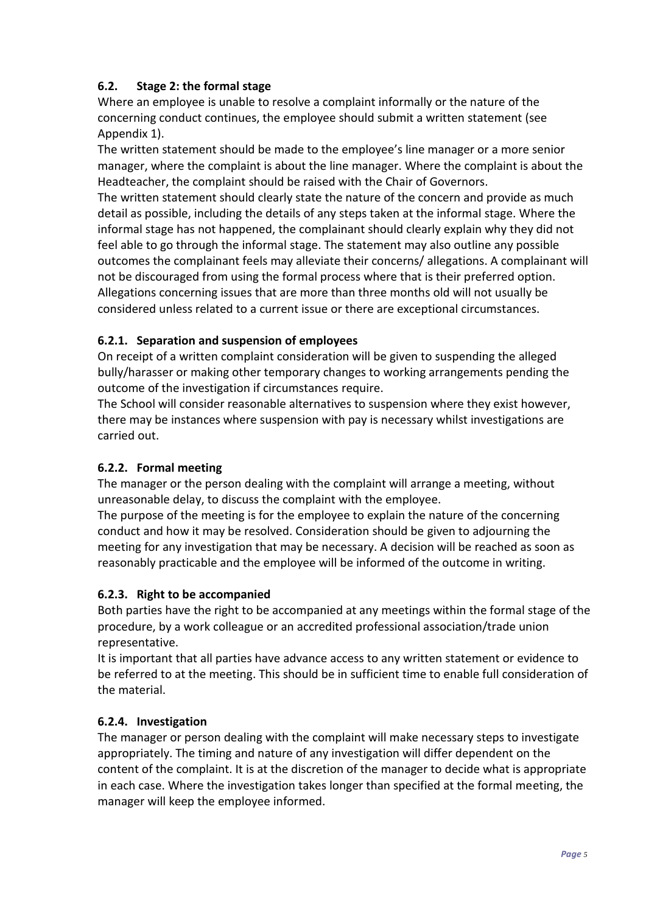### 6.2. Stage 2: the formal stage

Where an employee is unable to resolve a complaint informally or the nature of the concerning conduct continues, the employee should submit a written statement (see Appendix 1).

The written statement should be made to the employee's line manager or a more senior manager, where the complaint is about the line manager. Where the complaint is about the Headteacher, the complaint should be raised with the Chair of Governors.

The written statement should clearly state the nature of the concern and provide as much detail as possible, including the details of any steps taken at the informal stage. Where the informal stage has not happened, the complainant should clearly explain why they did not feel able to go through the informal stage. The statement may also outline any possible outcomes the complainant feels may alleviate their concerns/ allegations. A complainant will not be discouraged from using the formal process where that is their preferred option. Allegations concerning issues that are more than three months old will not usually be considered unless related to a current issue or there are exceptional circumstances.

#### 6.2.1. Separation and suspension of employees

On receipt of a written complaint consideration will be given to suspending the alleged bully/harasser or making other temporary changes to working arrangements pending the outcome of the investigation if circumstances require.

The School will consider reasonable alternatives to suspension where they exist however, there may be instances where suspension with pay is necessary whilst investigations are carried out.

#### 6.2.2. Formal meeting

The manager or the person dealing with the complaint will arrange a meeting, without unreasonable delay, to discuss the complaint with the employee.

The purpose of the meeting is for the employee to explain the nature of the concerning conduct and how it may be resolved. Consideration should be given to adjourning the meeting for any investigation that may be necessary. A decision will be reached as soon as reasonably practicable and the employee will be informed of the outcome in writing.

#### 6.2.3. Right to be accompanied

Both parties have the right to be accompanied at any meetings within the formal stage of the procedure, by a work colleague or an accredited professional association/trade union representative.

It is important that all parties have advance access to any written statement or evidence to be referred to at the meeting. This should be in sufficient time to enable full consideration of the material.

#### 6.2.4. Investigation

The manager or person dealing with the complaint will make necessary steps to investigate appropriately. The timing and nature of any investigation will differ dependent on the content of the complaint. It is at the discretion of the manager to decide what is appropriate in each case. Where the investigation takes longer than specified at the formal meeting, the manager will keep the employee informed.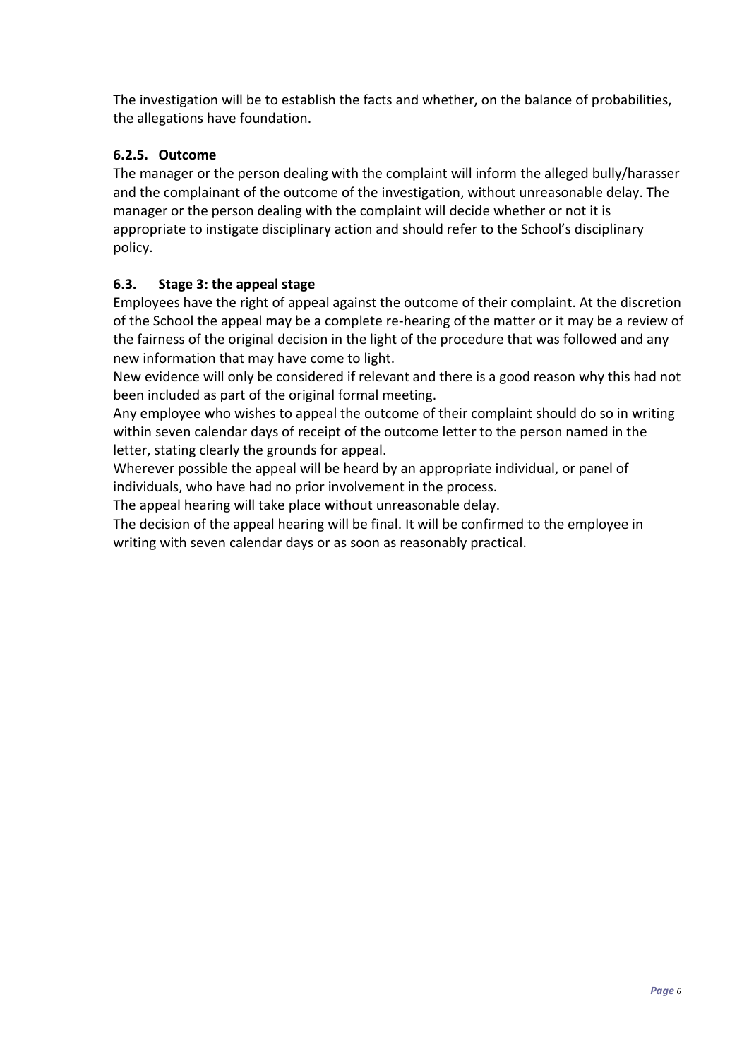The investigation will be to establish the facts and whether, on the balance of probabilities, the allegations have foundation.

#### 6.2.5. Outcome

The manager or the person dealing with the complaint will inform the alleged bully/harasser and the complainant of the outcome of the investigation, without unreasonable delay. The manager or the person dealing with the complaint will decide whether or not it is appropriate to instigate disciplinary action and should refer to the School's disciplinary policy.

### 6.3. Stage 3: the appeal stage

Employees have the right of appeal against the outcome of their complaint. At the discretion of the School the appeal may be a complete re-hearing of the matter or it may be a review of the fairness of the original decision in the light of the procedure that was followed and any new information that may have come to light.

New evidence will only be considered if relevant and there is a good reason why this had not been included as part of the original formal meeting.

Any employee who wishes to appeal the outcome of their complaint should do so in writing within seven calendar days of receipt of the outcome letter to the person named in the letter, stating clearly the grounds for appeal.

Wherever possible the appeal will be heard by an appropriate individual, or panel of individuals, who have had no prior involvement in the process.

The appeal hearing will take place without unreasonable delay.

The decision of the appeal hearing will be final. It will be confirmed to the employee in writing with seven calendar days or as soon as reasonably practical.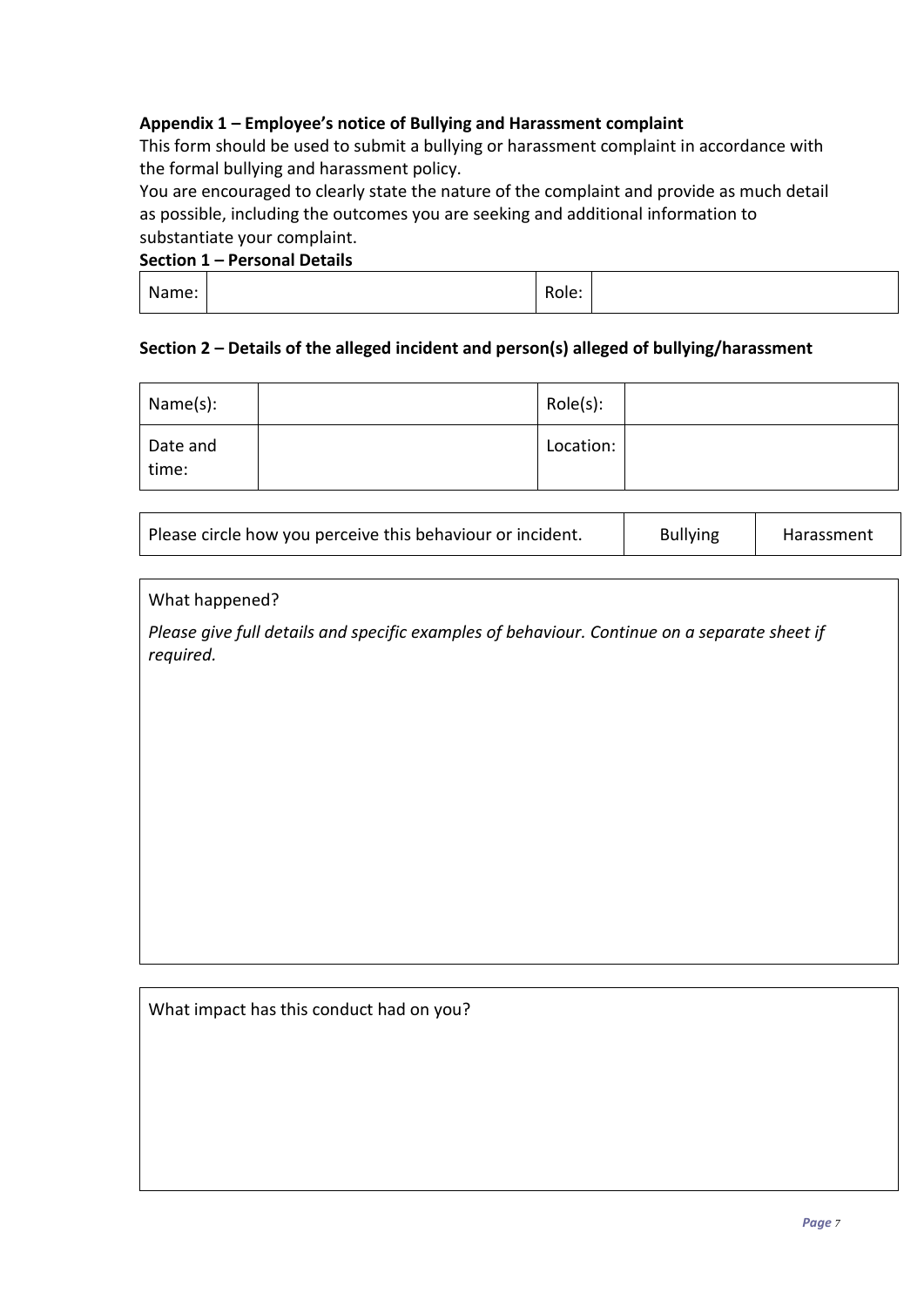**Appendix 1 – Employee's notice of Bullying and Harassment complaint**

This form should be used to submit a bullying or harassment complaint in accordance with the formal bullying and harassment policy.

You are encouraged to clearly state the nature of the complaint and provide as much detail as possible, including the outcomes you are seeking and additional information to substantiate your complaint.

**Section 1 – Personal Details**

| Name: | | Role: | |
|---|---|---|---|

**Section 2 – Details of the alleged incident and person(s) alleged of bullying/harassment**

| Name(s): | | Role(s): | |
|---|---|---|---|
| Date and time: | | Location: | |

| Please circle how you perceive this behaviour or incident. | Bullying | Harassment |
|---|---|---|

| What happened?<br>*Please give full details and specific examples of behaviour. Continue on a separate sheet if required.* |
|---|
| |

| What impact has this conduct had on you? |
|---|
| |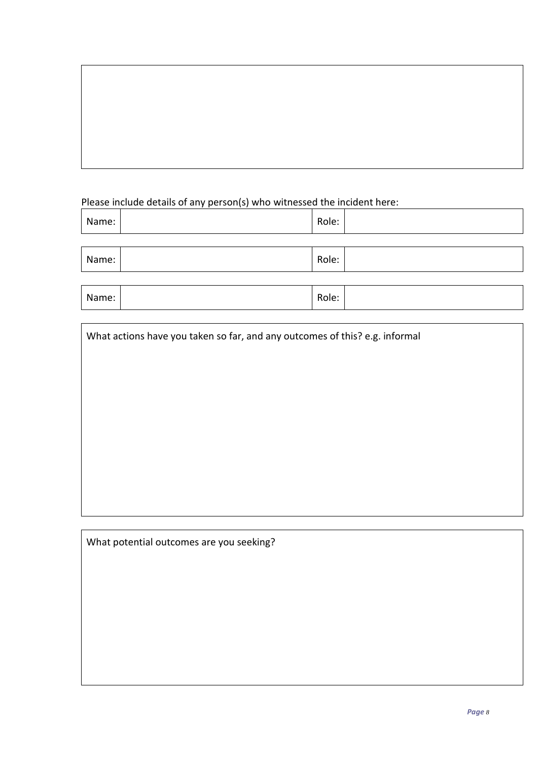Please include details of any person(s) who witnessed the incident here:

| Name: | | Role: | |
|---|---|---|---|

| Name: | | Role: | |
|---|---|---|---|

| Name: | | Role: | |
|---|---|---|---|

| What actions have you taken so far, and any outcomes of this? e.g. informal |
|---|
| |

| What potential outcomes are you seeking? |
|---|
| |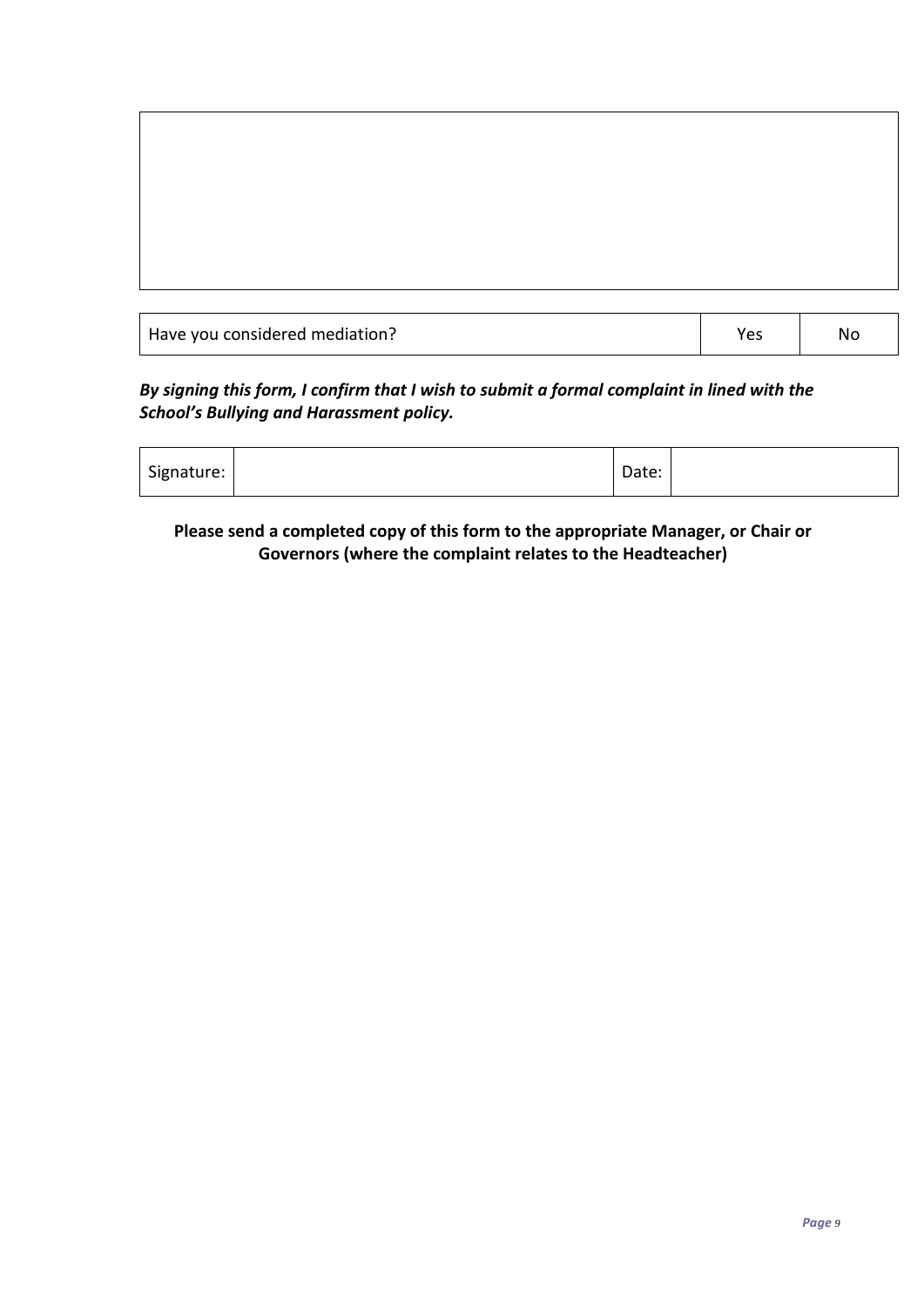| |
|---|
| |

| | | |
|---|---|---|
| Have you considered mediation? | Yes | No |

***By signing this form, I confirm that I wish to submit a formal complaint in lined with the School's Bullying and Harassment policy.***

| | | | |
|---|---|---|---|
| Signature: | | Date: | |

**Please send a completed copy of this form to the appropriate Manager, or Chair or Governors (where the complaint relates to the Headteacher)**